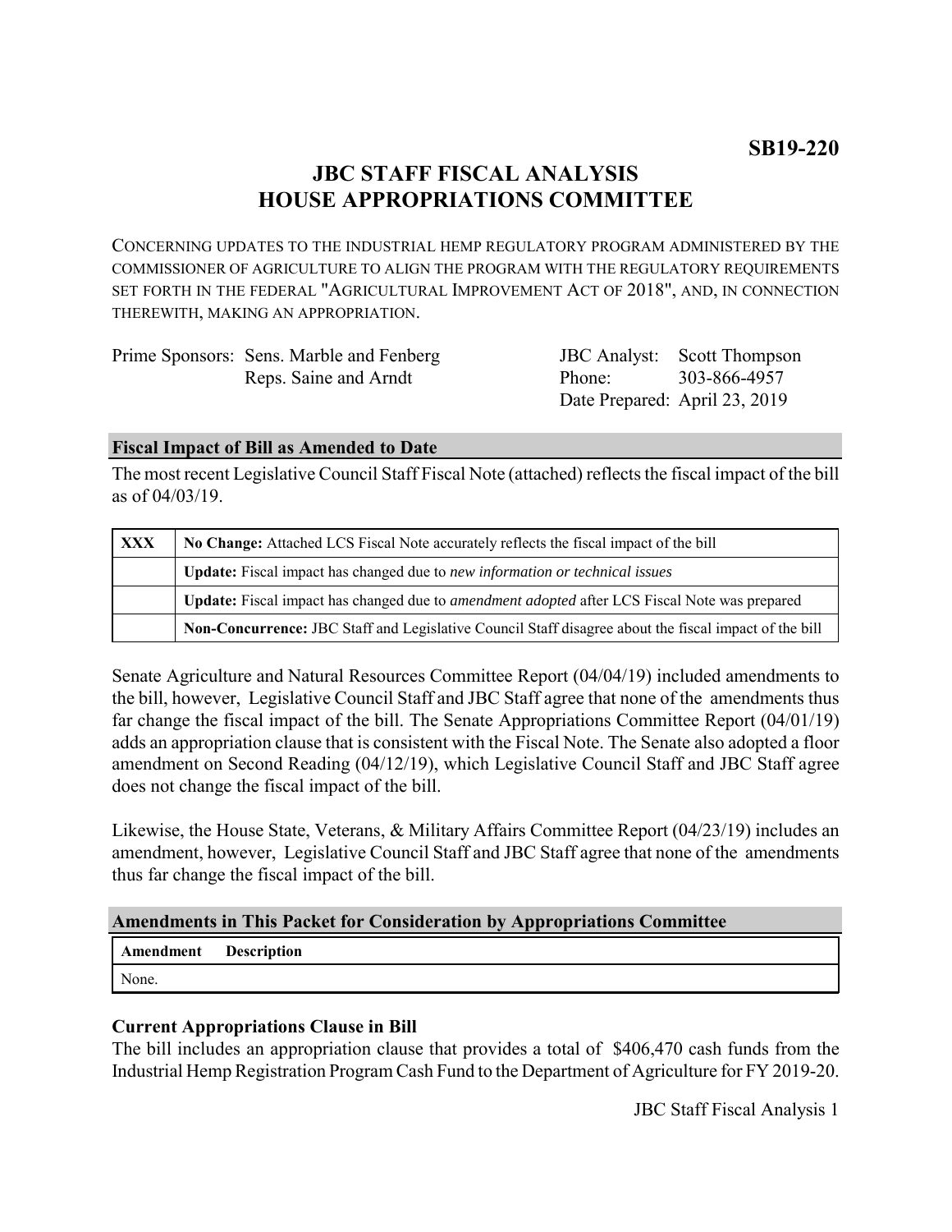**SB19-220**

# JBC STAFF FISCAL ANALYSIS
# HOUSE APPROPRIATIONS COMMITTEE

CONCERNING UPDATES TO THE INDUSTRIAL HEMP REGULATORY PROGRAM ADMINISTERED BY THE COMMISSIONER OF AGRICULTURE TO ALIGN THE PROGRAM WITH THE REGULATORY REQUIREMENTS SET FORTH IN THE FEDERAL "AGRICULTURAL IMPROVEMENT ACT OF 2018", AND, IN CONNECTION THEREWITH, MAKING AN APPROPRIATION.

Prime Sponsors: Sens. Marble and Fenberg
Reps. Saine and Arndt

JBC Analyst: Scott Thompson
Phone: 303-866-4957
Date Prepared: April 23, 2019

## Fiscal Impact of Bill as Amended to Date

The most recent Legislative Council Staff Fiscal Note (attached) reflects the fiscal impact of the bill as of 04/03/19.

| | |
|---|---|
| **XXX** | **No Change:** Attached LCS Fiscal Note accurately reflects the fiscal impact of the bill |
| | **Update:** Fiscal impact has changed due to *new information or technical issues* |
| | **Update:** Fiscal impact has changed due to *amendment adopted* after LCS Fiscal Note was prepared |
| | **Non-Concurrence:** JBC Staff and Legislative Council Staff disagree about the fiscal impact of the bill |

Senate Agriculture and Natural Resources Committee Report (04/04/19) included amendments to the bill, however, Legislative Council Staff and JBC Staff agree that none of the amendments thus far change the fiscal impact of the bill. The Senate Appropriations Committee Report (04/01/19) adds an appropriation clause that is consistent with the Fiscal Note. The Senate also adopted a floor amendment on Second Reading (04/12/19), which Legislative Council Staff and JBC Staff agree does not change the fiscal impact of the bill.

Likewise, the House State, Veterans, & Military Affairs Committee Report (04/23/19) includes an amendment, however, Legislative Council Staff and JBC Staff agree that none of the amendments thus far change the fiscal impact of the bill.

## Amendments in This Packet for Consideration by Appropriations Committee

| Amendment | Description |
|---|---|
| None. | |

### Current Appropriations Clause in Bill

The bill includes an appropriation clause that provides a total of $406,470 cash funds from the Industrial Hemp Registration Program Cash Fund to the Department of Agriculture for FY 2019-20.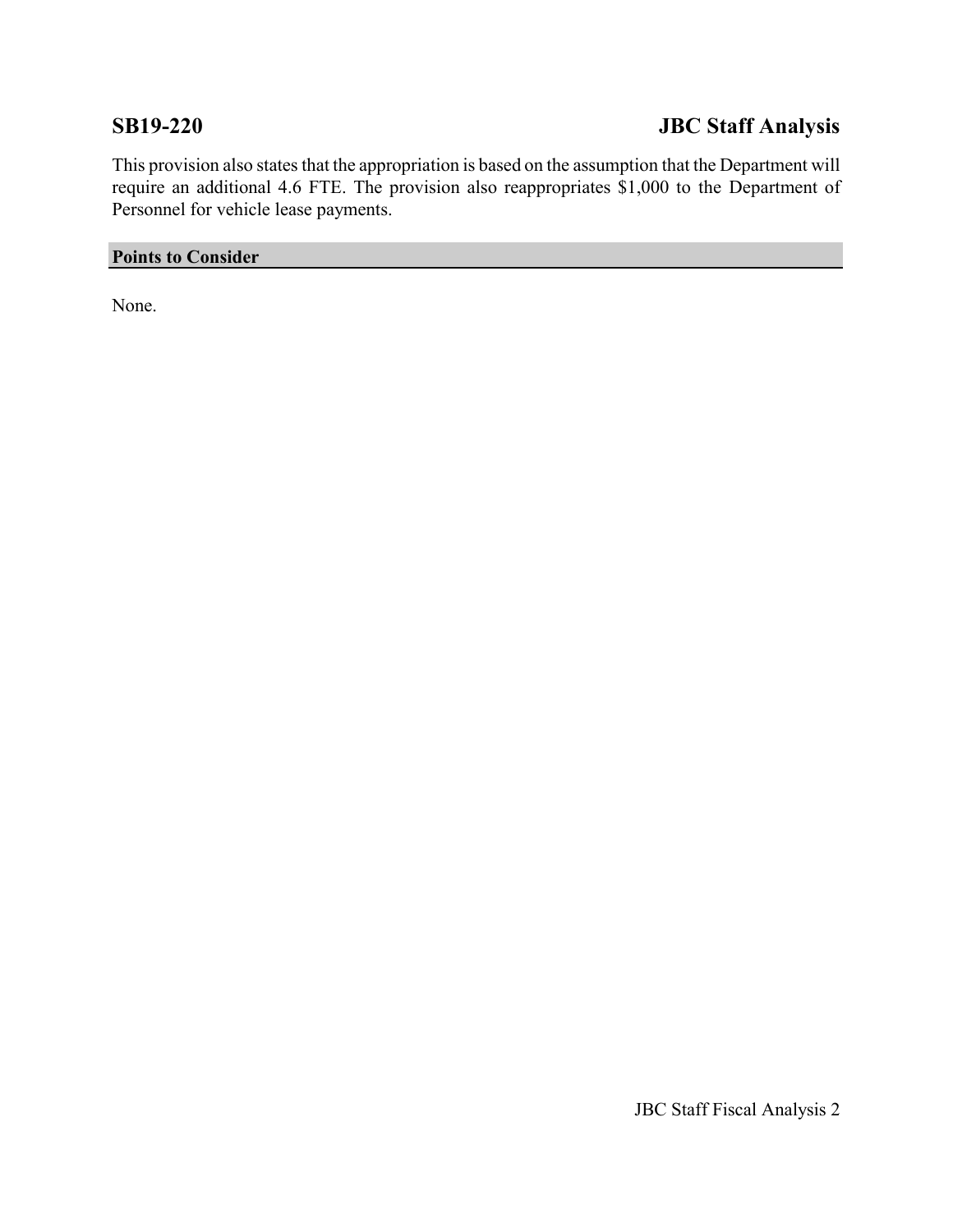This provision also states that the appropriation is based on the assumption that the Department will require an additional 4.6 FTE. The provision also reappropriates $1,000 to the Department of Personnel for vehicle lease payments.

## Points to Consider

None.